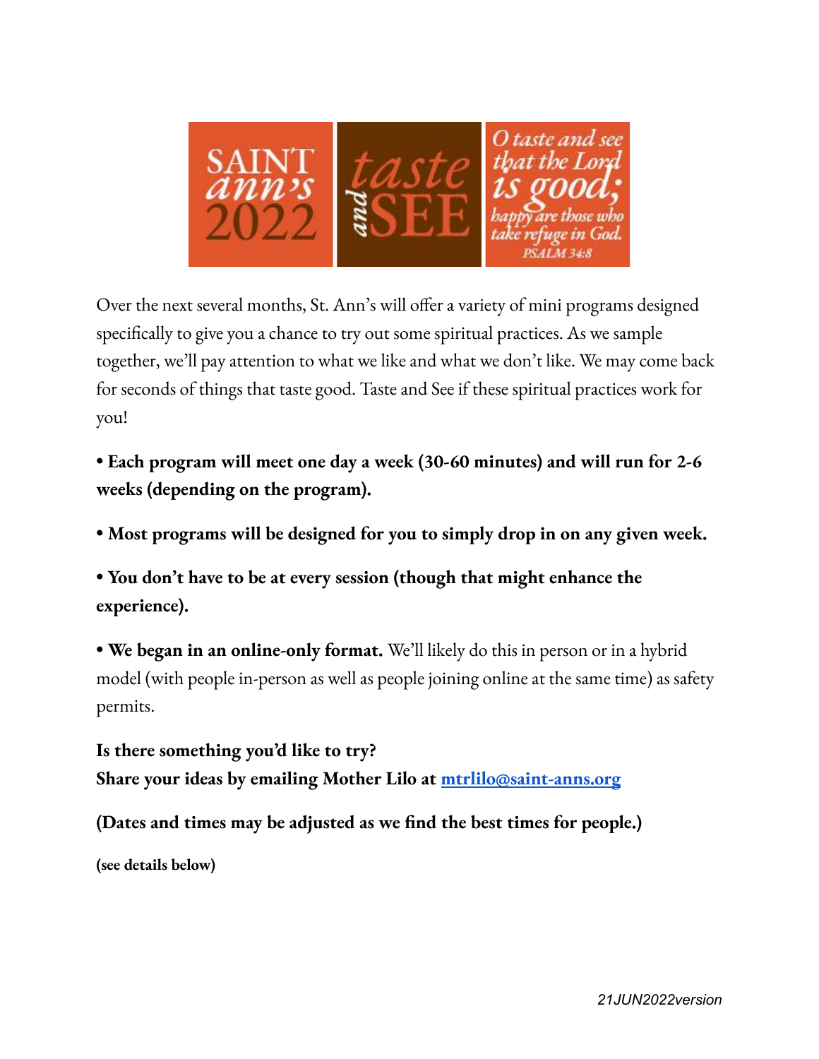SAINT ann's 2022

taste and SEE

*O taste and see that the Lord is good; happy are those who take refuge in God.* PSALM 34:8

Over the next several months, St. Ann's will offer a variety of mini programs designed specifically to give you a chance to try out some spiritual practices. As we sample together, we'll pay attention to what we like and what we don't like. We may come back for seconds of things that taste good. Taste and See if these spiritual practices work for you!

- **Each program will meet one day a week (30-60 minutes) and will run for 2-6 weeks (depending on the program).**
- **Most programs will be designed for you to simply drop in on any given week.**
- **You don't have to be at every session (though that might enhance the experience).**
- **We began in an online-only format.** We'll likely do this in person or in a hybrid model (with people in-person as well as people joining online at the same time) as safety permits.

**Is there something you'd like to try?**
**Share your ideas by emailing Mother Lilo at [mtrlilo@saint-anns.org](mailto:mtrlilo@saint-anns.org)**

**(Dates and times may be adjusted as we find the best times for people.)**

**(see details below)**

*21JUN2022version*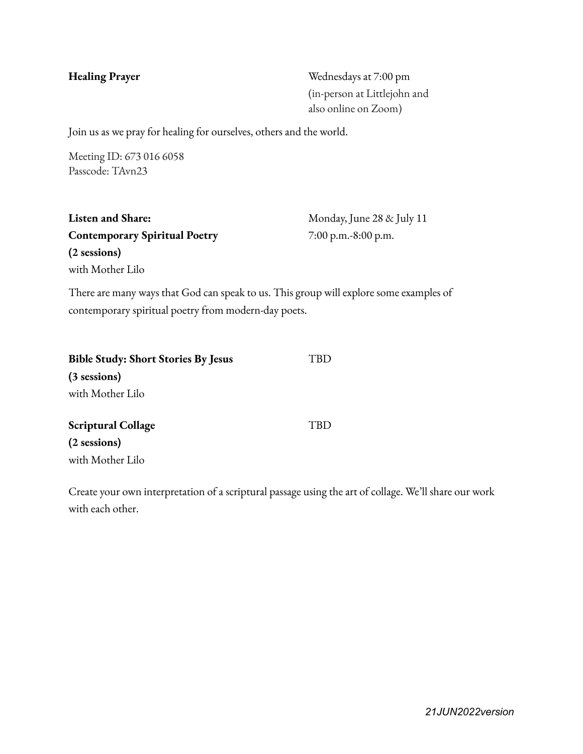**Healing Prayer**

Wednesdays at 7:00 pm
(in-person at Littlejohn and also online on Zoom)

Join us as we pray for healing for ourselves, others and the world.

Meeting ID: 673 016 6058
Passcode: TAvn23

**Listen and Share:**
**Contemporary Spiritual Poetry**
**(2 sessions)**
with Mother Lilo

Monday, June 28 & July 11
7:00 p.m.-8:00 p.m.

There are many ways that God can speak to us. This group will explore some examples of contemporary spiritual poetry from modern-day poets.

**Bible Study: Short Stories By Jesus**
**(3 sessions)**
with Mother Lilo

TBD

**Scriptural Collage**
**(2 sessions)**
with Mother Lilo

TBD

Create your own interpretation of a scriptural passage using the art of collage. We'll share our work with each other.

*21JUN2022version*